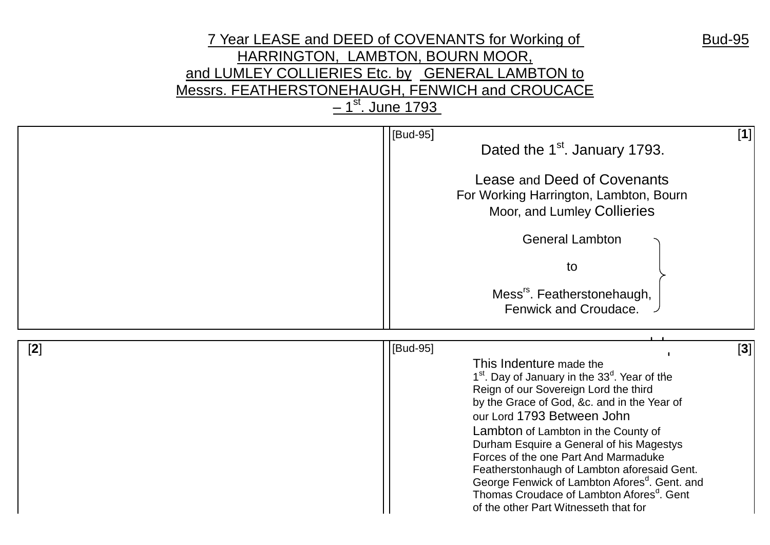# 7 Year LEASE and DEED of COVENANTS for Working of HARRINGTON, LAMBTON, BOURN MOOR, and LUMLEY COLLIERIES Etc. by GENERAL LAMBTON to Messrs. FEATHERSTONEHAUGH, FENWICH and CROUCACE – 1st. June 1793

Bud-95

[Bud-95] [1]

Dated the 1st. January 1793.

Lease and Deed of Covenants
For Working Harrington, Lambton, Bourn Moor, and Lumley Collieries

General Lambton

to

Messrs. Featherstonehaugh, Fenwick and Croudace.

[2]

[Bud-95] [3]

This Indenture made the 1st. Day of January in the 33d. Year of the Reign of our Sovereign Lord the third by the Grace of God, &c. and in the Year of our Lord 1793 Between John Lambton of Lambton in the County of Durham Esquire a General of his Magestys Forces of the one Part And Marmaduke Featherstonhaugh of Lambton aforesaid Gent. George Fenwick of Lambton Aforesd. Gent. and Thomas Croudace of Lambton Aforesd. Gent of the other Part Witnesseth that for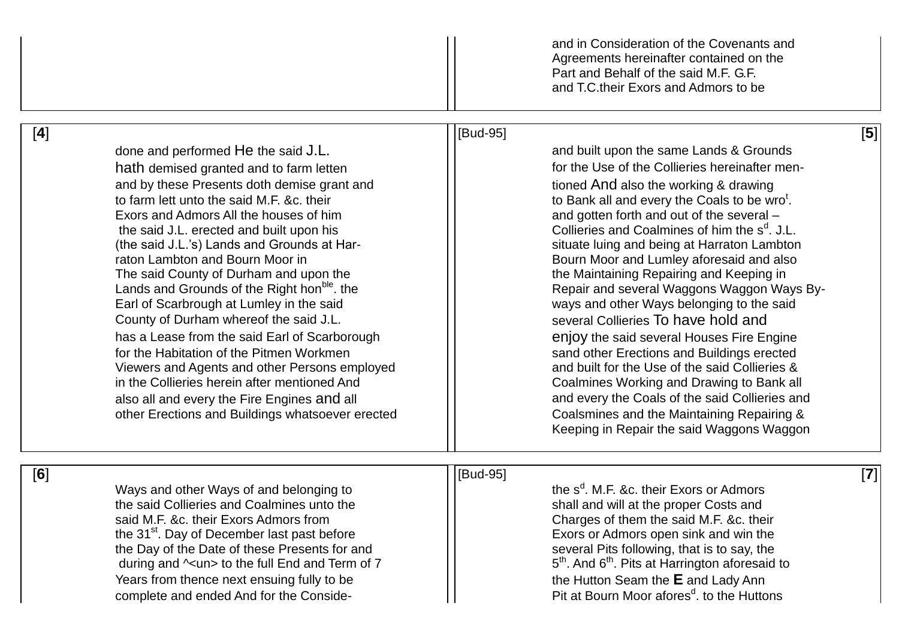and in Consideration of the Covenants and
Agreements hereinafter contained on the
Part and Behalf of the said M.F. G.F.
and T.C.their Exors and Admors to be

[**4**]

done and performed He the said J.L.
hath demised granted and to farm letten
and by these Presents doth demise grant and
to farm lett unto the said M.F. &c. their
Exors and Admors All the houses of him
the said J.L. erected and built upon his
(the said J.L.'s) Lands and Grounds at Har-
raton Lambton and Bourn Moor in
The said County of Durham and upon the
Lands and Grounds of the Right hon^ble^. the
Earl of Scarbrough at Lumley in the said
County of Durham whereof the said J.L.
has a Lease from the said Earl of Scarborough
for the Habitation of the Pitmen Workmen
Viewers and Agents and other Persons employed
in the Collieries herein after mentioned And
also all and every the Fire Engines and all
other Erections and Buildings whatsoever erected

[Bud-95] [**5**]

and built upon the same Lands & Grounds
for the Use of the Collieries hereinafter men-
tioned And also the working & drawing
to Bank all and every the Coals to be wro^t^.
and gotten forth and out of the several –
Collieries and Coalmines of him the s^d^. J.L.
situate luing and being at Harraton Lambton
Bourn Moor and Lumley aforesaid and also
the Maintaining Repairing and Keeping in
Repair and several Waggons Waggon Ways By-
ways and other Ways belonging to the said
several Collieries To have hold and
enjoy the said several Houses Fire Engine
sand other Erections and Buildings erected
and built for the Use of the said Collieries &
Coalmines Working and Drawing to Bank all
and every the Coals of the said Collieries and
Coalsmines and the Maintaining Repairing &
Keeping in Repair the said Waggons Waggon

[**6**]

Ways and other Ways of and belonging to
the said Collieries and Coalmines unto the
said M.F. &c. their Exors Admors from
the 31^st^. Day of December last past before
the Day of the Date of these Presents for and
during and ^<un> to the full End and Term of 7
Years from thence next ensuing fully to be
complete and ended And for the Conside-

[Bud-95] [**7**]

the s^d^. M.F. &c. their Exors or Admors
shall and will at the proper Costs and
Charges of them the said M.F. &c. their
Exors or Admors open sink and win the
several Pits following, that is to say, the
5^th^. And 6^th^. Pits at Harrington aforesaid to
the Hutton Seam the **E** and Lady Ann
Pit at Bourn Moor afores^d^. to the Huttons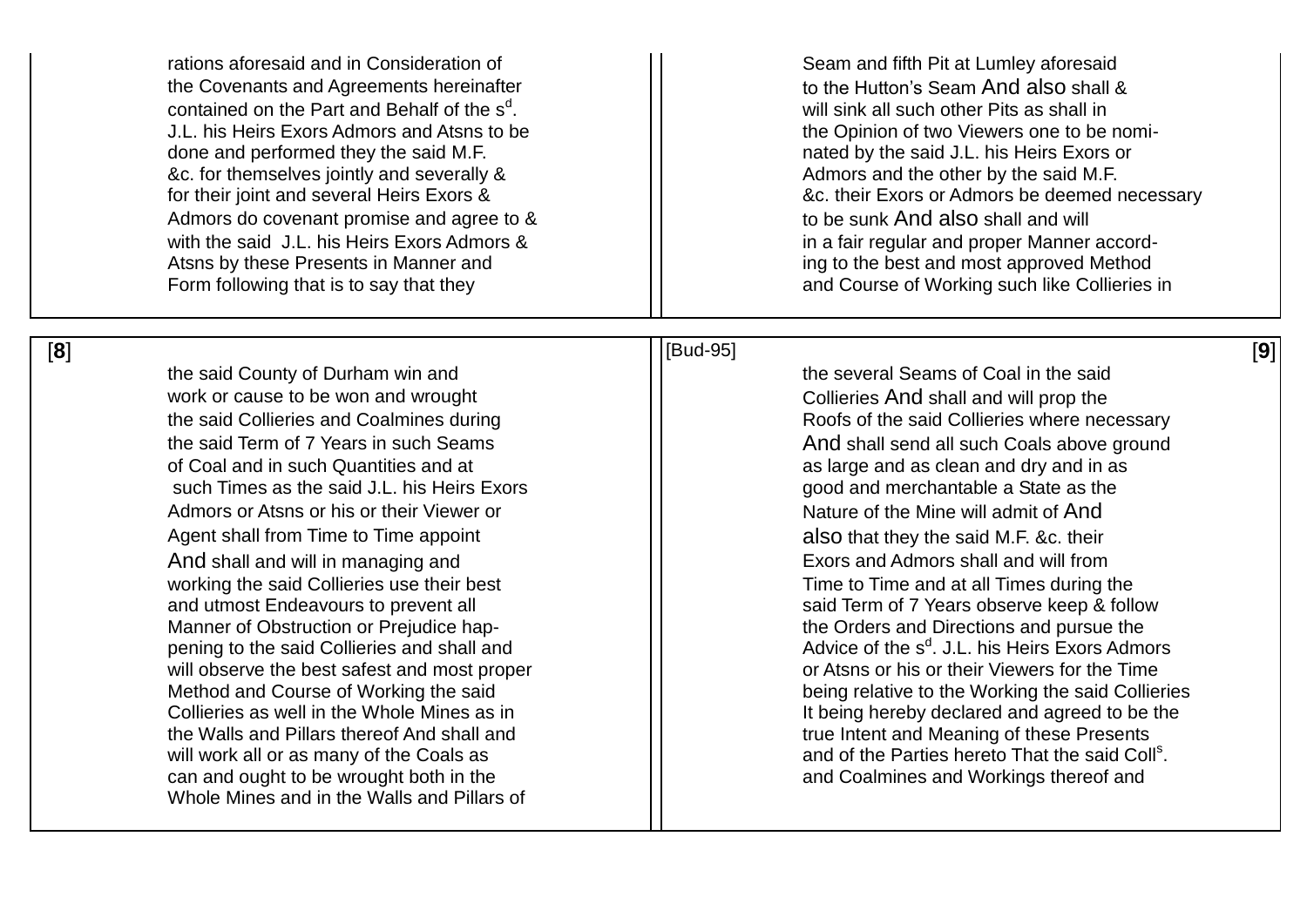rations aforesaid and in Consideration of
the Covenants and Agreements hereinafter
contained on the Part and Behalf of the s$^{d}$.
J.L. his Heirs Exors Admors and Atsns to be
done and performed they the said M.F.
&c. for themselves jointly and severally &
for their joint and several Heirs Exors &
Admors do covenant promise and agree to &
with the said J.L. his Heirs Exors Admors &
Atsns by these Presents in Manner and
Form following that is to say that they

Seam and fifth Pit at Lumley aforesaid
to the Hutton's Seam And also shall &
will sink all such other Pits as shall in
the Opinion of two Viewers one to be nomi-
nated by the said J.L. his Heirs Exors or
Admors and the other by the said M.F.
&c. their Exors or Admors be deemed necessary
to be sunk And also shall and will
in a fair regular and proper Manner accord-
ing to the best and most approved Method
and Course of Working such like Collieries in

[8]

the said County of Durham win and
work or cause to be won and wrought
the said Collieries and Coalmines during
the said Term of 7 Years in such Seams
of Coal and in such Quantities and at
such Times as the said J.L. his Heirs Exors
Admors or Atsns or his or their Viewer or
Agent shall from Time to Time appoint
And shall and will in managing and
working the said Collieries use their best
and utmost Endeavours to prevent all
Manner of Obstruction or Prejudice hap-
pening to the said Collieries and shall and
will observe the best safest and most proper
Method and Course of Working the said
Collieries as well in the Whole Mines as in
the Walls and Pillars thereof And shall and
will work all or as many of the Coals as
can and ought to be wrought both in the
Whole Mines and in the Walls and Pillars of

[Bud-95] [9]

the several Seams of Coal in the said
Collieries And shall and will prop the
Roofs of the said Collieries where necessary
And shall send all such Coals above ground
as large and as clean and dry and in as
good and merchantable a State as the
Nature of the Mine will admit of And
also that they the said M.F. &c. their
Exors and Admors shall and will from
Time to Time and at all Times during the
said Term of 7 Years observe keep & follow
the Orders and Directions and pursue the
Advice of the s$^{d}$. J.L. his Heirs Exors Admors
or Atsns or his or their Viewers for the Time
being relative to the Working the said Collieries
It being hereby declared and agreed to be the
true Intent and Meaning of these Presents
and of the Parties hereto That the said Coll$^{s}$.
and Coalmines and Workings thereof and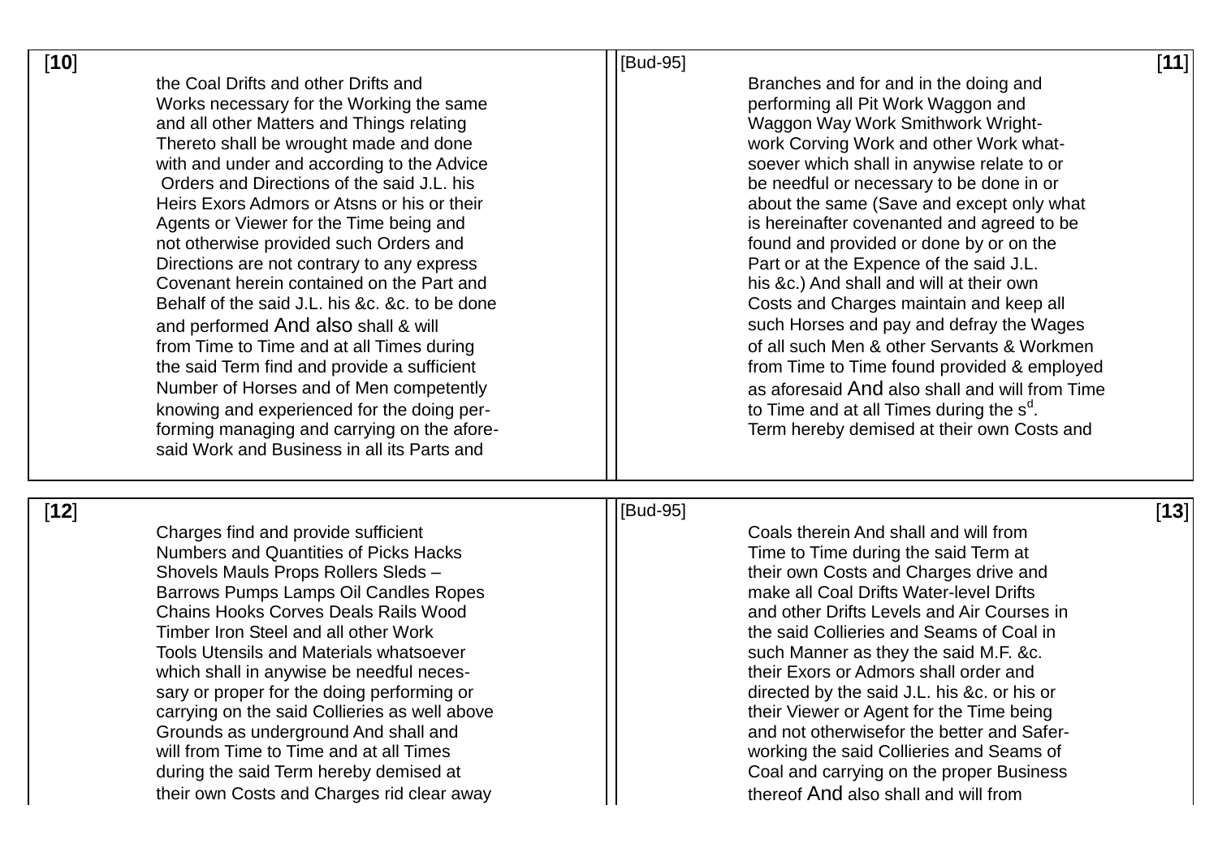[**10**]

the Coal Drifts and other Drifts and
Works necessary for the Working the same
and all other Matters and Things relating
Thereto shall be wrought made and done
with and under and according to the Advice
Orders and Directions of the said J.L. his
Heirs Exors Admors or Atsns or his or their
Agents or Viewer for the Time being and
not otherwise provided such Orders and
Directions are not contrary to any express
Covenant herein contained on the Part and
Behalf of the said J.L. his &c. &c. to be done
and performed And also shall & will
from Time to Time and at all Times during
the said Term find and provide a sufficient
Number of Horses and of Men competently
knowing and experienced for the doing per-
forming managing and carrying on the afore-
said Work and Business in all its Parts and

[Bud-95] [**11**]

Branches and for and in the doing and
performing all Pit Work Waggon and
Waggon Way Work Smithwork Wright-
work Corving Work and other Work what-
soever which shall in anywise relate to or
be needful or necessary to be done in or
about the same (Save and except only what
is hereinafter covenanted and agreed to be
found and provided or done by or on the
Part or at the Expence of the said J.L.
his &c.) And shall and will at their own
Costs and Charges maintain and keep all
such Horses and pay and defray the Wages
of all such Men & other Servants & Workmen
from Time to Time found provided & employed
as aforesaid And also shall and will from Time
to Time and at all Times during the s[d].
Term hereby demised at their own Costs and

[**12**]

Charges find and provide sufficient
Numbers and Quantities of Picks Hacks
Shovels Mauls Props Rollers Sleds –
Barrows Pumps Lamps Oil Candles Ropes
Chains Hooks Corves Deals Rails Wood
Timber Iron Steel and all other Work
Tools Utensils and Materials whatsoever
which shall in anywise be needful neces-
sary or proper for the doing performing or
carrying on the said Collieries as well above
Grounds as underground And shall and
will from Time to Time and at all Times
during the said Term hereby demised at
their own Costs and Charges rid clear away

[Bud-95] [**13**]

Coals therein And shall and will from
Time to Time during the said Term at
their own Costs and Charges drive and
make all Coal Drifts Water-level Drifts
and other Drifts Levels and Air Courses in
the said Collieries and Seams of Coal in
such Manner as they the said M.F. &c.
their Exors or Admors shall order and
directed by the said J.L. his &c. or his or
their Viewer or Agent for the Time being
and not otherwisefor the better and Safer-
working the said Collieries and Seams of
Coal and carrying on the proper Business
thereof And also shall and will from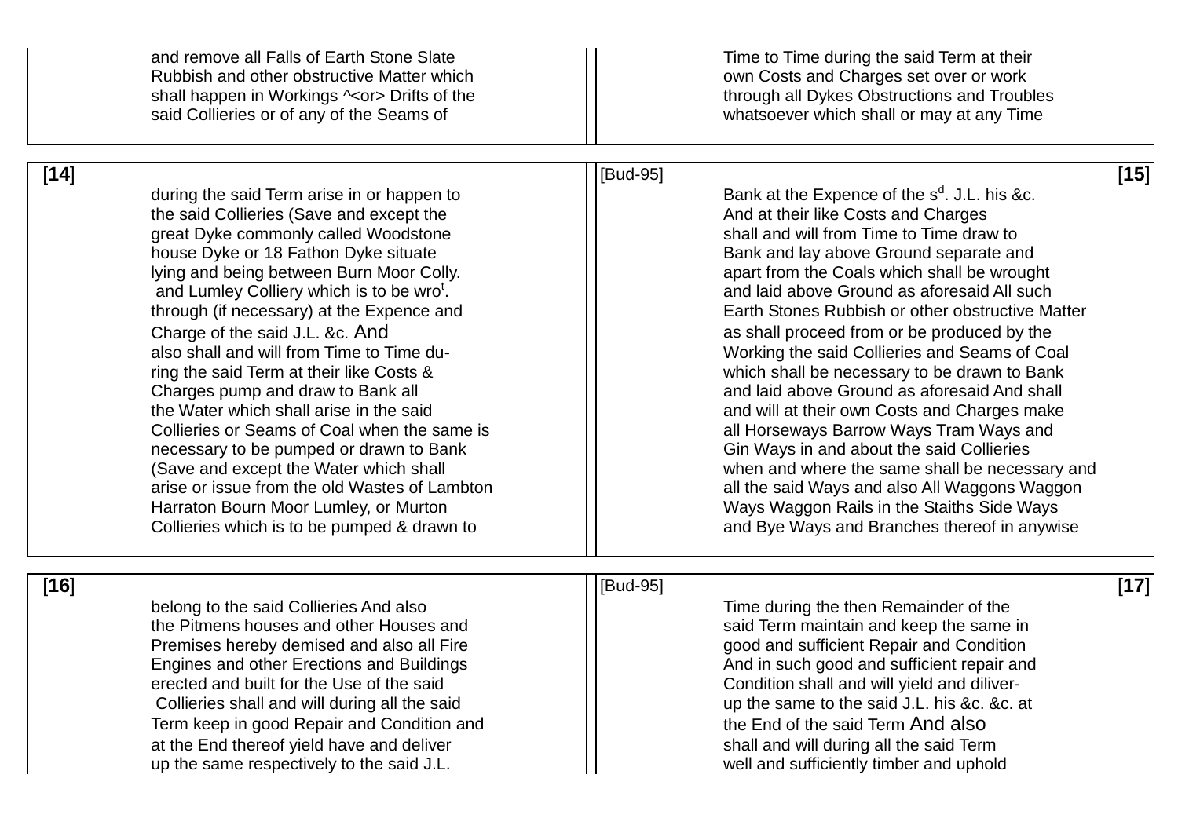and remove all Falls of Earth Stone Slate
Rubbish and other obstructive Matter which
shall happen in Workings ^<or> Drifts of the
said Collieries or of any of the Seams of

Time to Time during the said Term at their
own Costs and Charges set over or work
through all Dykes Obstructions and Troubles
whatsoever which shall or may at any Time

[**14**]

during the said Term arise in or happen to
the said Collieries (Save and except the
great Dyke commonly called Woodstone
house Dyke or 18 Fathon Dyke situate
lying and being between Burn Moor Colly.
and Lumley Colliery which is to be wrot.
through (if necessary) at the Expence and
Charge of the said J.L. &c. And
also shall and will from Time to Time du-
ring the said Term at their like Costs &
Charges pump and draw to Bank all
the Water which shall arise in the said
Collieries or Seams of Coal when the same is
necessary to be pumped or drawn to Bank
(Save and except the Water which shall
arise or issue from the old Wastes of Lambton
Harraton Bourn Moor Lumley, or Murton
Collieries which is to be pumped & drawn to

[Bud-95] [**15**]

Bank at the Expence of the sd. J.L. his &c.
And at their like Costs and Charges
shall and will from Time to Time draw to
Bank and lay above Ground separate and
apart from the Coals which shall be wrought
and laid above Ground as aforesaid All such
Earth Stones Rubbish or other obstructive Matter
as shall proceed from or be produced by the
Working the said Collieries and Seams of Coal
which shall be necessary to be drawn to Bank
and laid above Ground as aforesaid And shall
and will at their own Costs and Charges make
all Horseways Barrow Ways Tram Ways and
Gin Ways in and about the said Collieries
when and where the same shall be necessary and
all the said Ways and also All Waggons Waggon
Ways Waggon Rails in the Staiths Side Ways
and Bye Ways and Branches thereof in anywise

[**16**]

belong to the said Collieries And also
the Pitmens houses and other Houses and
Premises hereby demised and also all Fire
Engines and other Erections and Buildings
erected and built for the Use of the said
Collieries shall and will during all the said
Term keep in good Repair and Condition and
at the End thereof yield have and deliver
up the same respectively to the said J.L.

[Bud-95] [**17**]

Time during the then Remainder of the
said Term maintain and keep the same in
good and sufficient Repair and Condition
And in such good and sufficient repair and
Condition shall and will yield and diliver-
up the same to the said J.L. his &c. &c. at
the End of the said Term And also
shall and will during all the said Term
well and sufficiently timber and uphold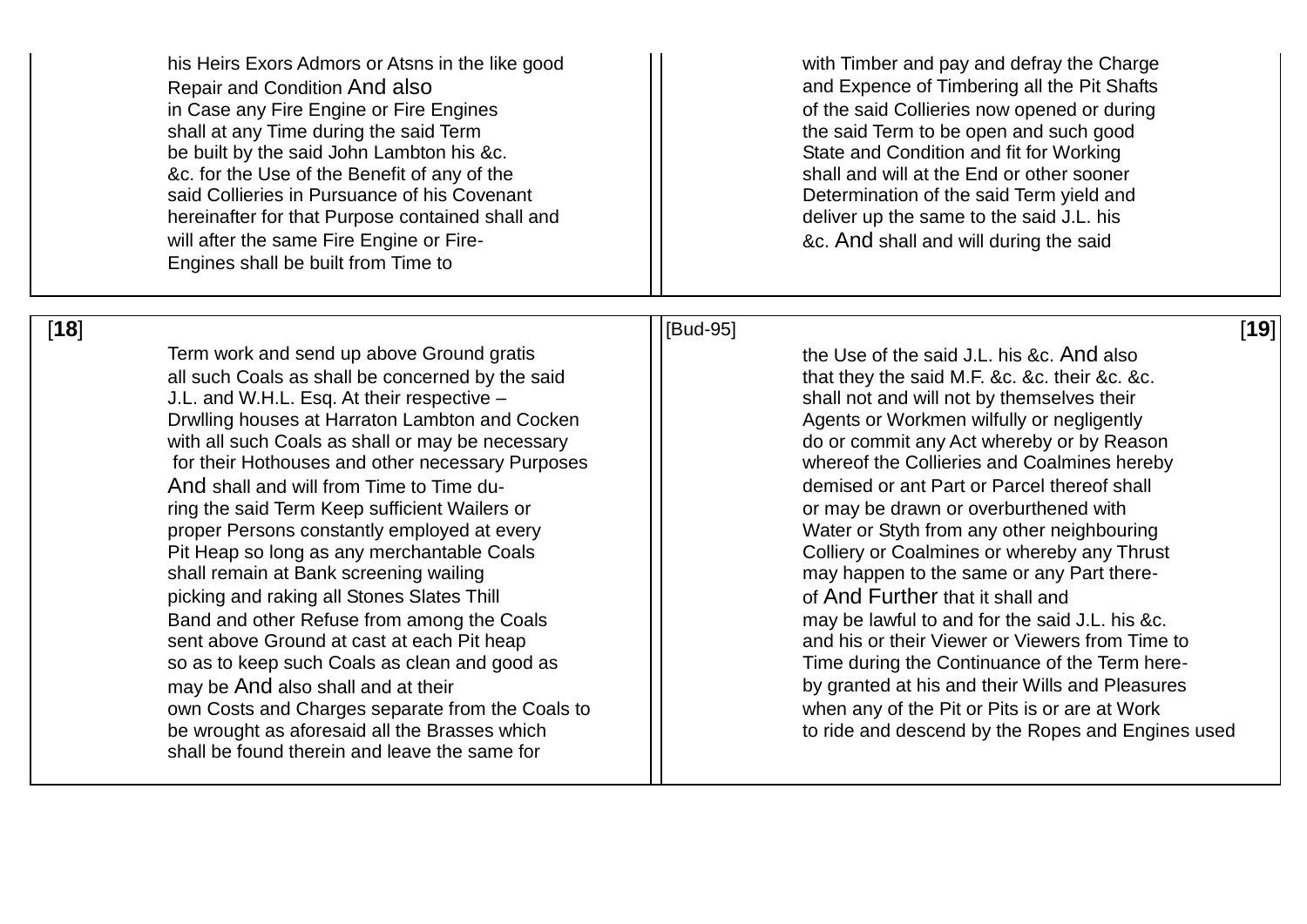his Heirs Exors Admors or Atsns in the like good
Repair and Condition And also
in Case any Fire Engine or Fire Engines
shall at any Time during the said Term
be built by the said John Lambton his &c.
&c. for the Use of the Benefit of any of the
said Collieries in Pursuance of his Covenant
hereinafter for that Purpose contained shall and
will after the same Fire Engine or Fire-
Engines shall be built from Time to

with Timber and pay and defray the Charge
and Expence of Timbering all the Pit Shafts
of the said Collieries now opened or during
the said Term to be open and such good
State and Condition and fit for Working
shall and will at the End or other sooner
Determination of the said Term yield and
deliver up the same to the said J.L. his
&c. And shall and will during the said

[18]

Term work and send up above Ground gratis
all such Coals as shall be concerned by the said
J.L. and W.H.L. Esq. At their respective –
Drwlling houses at Harraton Lambton and Cocken
with all such Coals as shall or may be necessary
for their Hothouses and other necessary Purposes
And shall and will from Time to Time du-
ring the said Term Keep sufficient Wailers or
proper Persons constantly employed at every
Pit Heap so long as any merchantable Coals
shall remain at Bank screening wailing
picking and raking all Stones Slates Thill
Band and other Refuse from among the Coals
sent above Ground at cast at each Pit heap
so as to keep such Coals as clean and good as
may be And also shall and at their
own Costs and Charges separate from the Coals to
be wrought as aforesaid all the Brasses which
shall be found therein and leave the same for

[Bud-95] [19]

the Use of the said J.L. his &c. And also
that they the said M.F. &c. &c. their &c. &c.
shall not and will not by themselves their
Agents or Workmen wilfully or negligently
do or commit any Act whereby or by Reason
whereof the Collieries and Coalmines hereby
demised or ant Part or Parcel thereof shall
or may be drawn or overburthened with
Water or Styth from any other neighbouring
Colliery or Coalmines or whereby any Thrust
may happen to the same or any Part there-
of And Further that it shall and
may be lawful to and for the said J.L. his &c.
and his or their Viewer or Viewers from Time to
Time during the Continuance of the Term here-
by granted at his and their Wills and Pleasures
when any of the Pit or Pits is or are at Work
to ride and descend by the Ropes and Engines used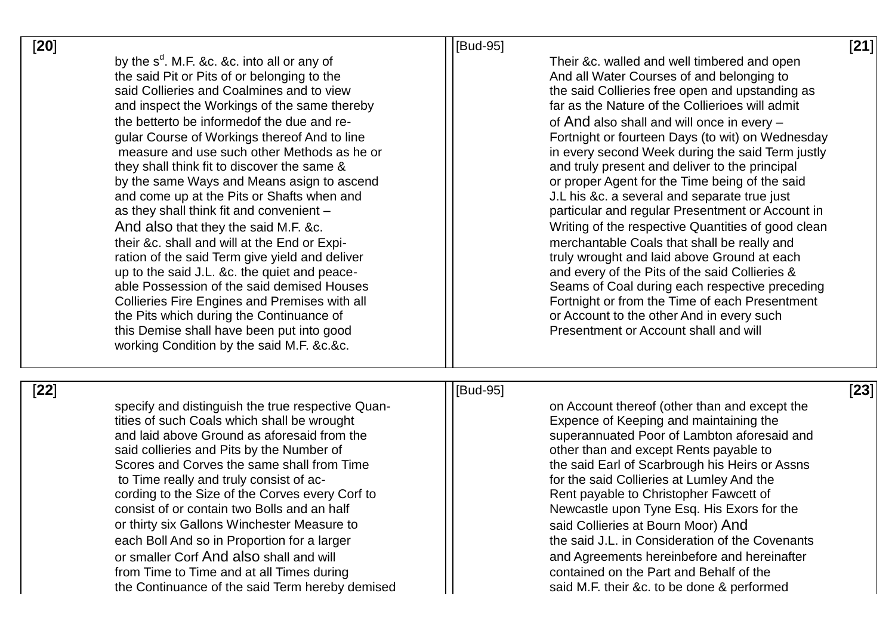[20]

by the s[d]. M.F. &c. &c. into all or any of
the said Pit or Pits of or belonging to the
said Collieries and Coalmines and to view
and inspect the Workings of the same thereby
the betterto be informedof the due and re-
gular Course of Workings thereof And to line
measure and use such other Methods as he or
they shall think fit to discover the same &
by the same Ways and Means asign to ascend
and come up at the Pits or Shafts when and
as they shall think fit and convenient –
And also that they the said M.F. &c.
their &c. shall and will at the End or Expi-
ration of the said Term give yield and deliver
up to the said J.L. &c. the quiet and peace-
able Possession of the said demised Houses
Collieries Fire Engines and Premises with all
the Pits which during the Continuance of
this Demise shall have been put into good
working Condition by the said M.F. &c.&c.

[Bud-95] [21]

Their &c. walled and well timbered and open
And all Water Courses of and belonging to
the said Collieries free open and upstanding as
far as the Nature of the Collierioes will admit
of And also shall and will once in every –
Fortnight or fourteen Days (to wit) on Wednesday
in every second Week during the said Term justly
and truly present and deliver to the principal
or proper Agent for the Time being of the said
J.L his &c. a several and separate true just
particular and regular Presentment or Account in
Writing of the respective Quantities of good clean
merchantable Coals that shall be really and
truly wrought and laid above Ground at each
and every of the Pits of the said Collieries &
Seams of Coal during each respective preceding
Fortnight or from the Time of each Presentment
or Account to the other And in every such
Presentment or Account shall and will

[22]

specify and distinguish the true respective Quan-
tities of such Coals which shall be wrought
and laid above Ground as aforesaid from the
said collieries and Pits by the Number of
Scores and Corves the same shall from Time
to Time really and truly consist of ac-
cording to the Size of the Corves every Corf to
consist of or contain two Bolls and an half
or thirty six Gallons Winchester Measure to
each Boll And so in Proportion for a larger
or smaller Corf And also shall and will
from Time to Time and at all Times during
the Continuance of the said Term hereby demised

[Bud-95] [23]

on Account thereof (other than and except the
Expence of Keeping and maintaining the
superannuated Poor of Lambton aforesaid and
other than and except Rents payable to
the said Earl of Scarbrough his Heirs or Assns
for the said Collieries at Lumley And the
Rent payable to Christopher Fawcett of
Newcastle upon Tyne Esq. His Exors for the
said Collieries at Bourn Moor) And
the said J.L. in Consideration of the Covenants
and Agreements hereinbefore and hereinafter
contained on the Part and Behalf of the
said M.F. their &c. to be done & performed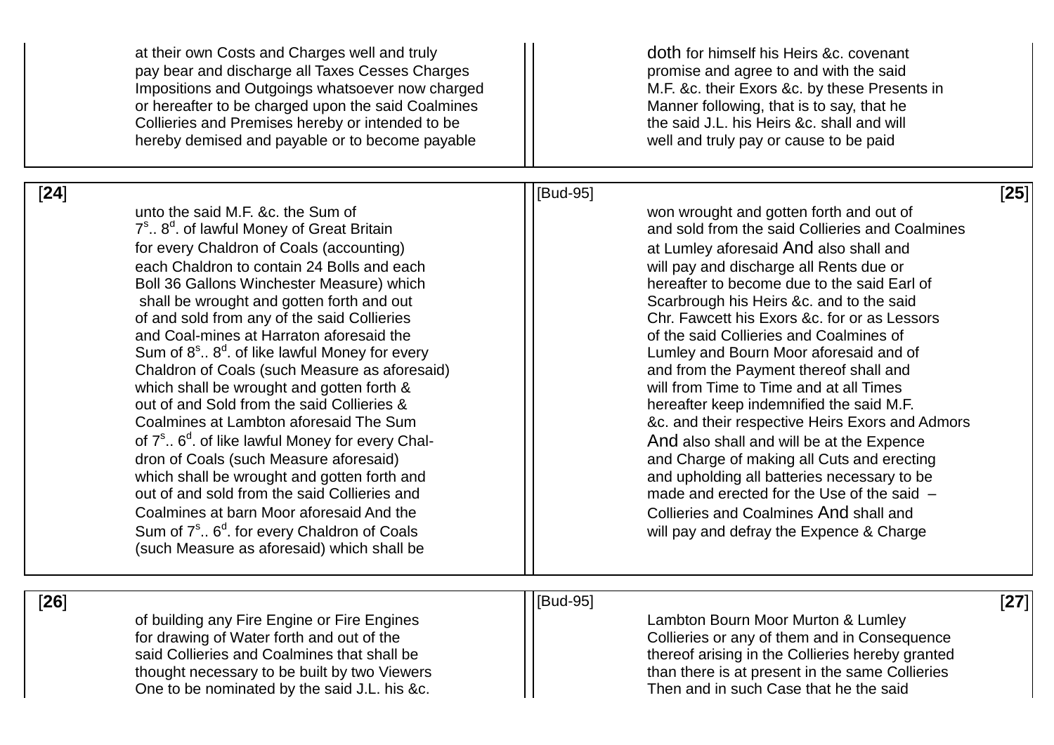at their own Costs and Charges well and truly
pay bear and discharge all Taxes Cesses Charges
Impositions and Outgoings whatsoever now charged
or hereafter to be charged upon the said Coalmines
Collieries and Premises hereby or intended to be
hereby demised and payable or to become payable

doth for himself his Heirs &c. covenant
promise and agree to and with the said
M.F. &c. their Exors &c. by these Presents in
Manner following, that is to say, that he
the said J.L. his Heirs &c. shall and will
well and truly pay or cause to be paid

[**24**]

unto the said M.F. &c. the Sum of
7$^s$.. 8$^d$. of lawful Money of Great Britain
for every Chaldron of Coals (accounting)
each Chaldron to contain 24 Bolls and each
Boll 36 Gallons Winchester Measure) which
shall be wrought and gotten forth and out
of and sold from any of the said Collieries
and Coal-mines at Harraton aforesaid the
Sum of 8$^s$.. 8$^d$. of like lawful Money for every
Chaldron of Coals (such Measure as aforesaid)
which shall be wrought and gotten forth &
out of and Sold from the said Collieries &
Coalmines at Lambton aforesaid The Sum
of 7$^s$.. 6$^d$. of like lawful Money for every Chal-
dron of Coals (such Measure aforesaid)
which shall be wrought and gotten forth and
out of and sold from the said Collieries and
Coalmines at barn Moor aforesaid And the
Sum of 7$^s$.. 6$^d$. for every Chaldron of Coals
(such Measure as aforesaid) which shall be

[Bud-95] [**25**]

won wrought and gotten forth and out of
and sold from the said Collieries and Coalmines
at Lumley aforesaid And also shall and
will pay and discharge all Rents due or
hereafter to become due to the said Earl of
Scarbrough his Heirs &c. and to the said
Chr. Fawcett his Exors &c. for or as Lessors
of the said Collieries and Coalmines of
Lumley and Bourn Moor aforesaid and of
and from the Payment thereof shall and
will from Time to Time and at all Times
hereafter keep indemnified the said M.F.
&c. and their respective Heirs Exors and Admors
And also shall and will be at the Expence
and Charge of making all Cuts and erecting
and upholding all batteries necessary to be
made and erected for the Use of the said –
Collieries and Coalmines And shall and
will pay and defray the Expence & Charge

[**26**]

of building any Fire Engine or Fire Engines
for drawing of Water forth and out of the
said Collieries and Coalmines that shall be
thought necessary to be built by two Viewers
One to be nominated by the said J.L. his &c.

[Bud-95] [**27**]

Lambton Bourn Moor Murton & Lumley
Collieries or any of them and in Consequence
thereof arising in the Collieries hereby granted
than there is at present in the same Collieries
Then and in such Case that he the said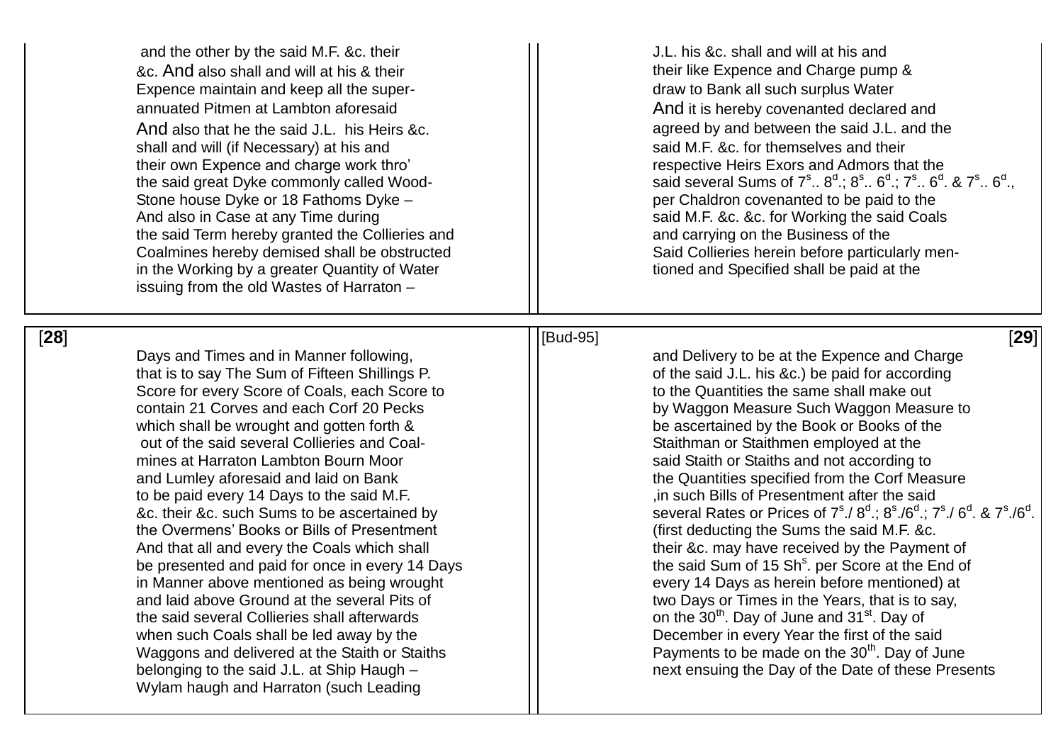and the other by the said M.F. &c. their
&c. And also shall and will at his & their
Expence maintain and keep all the super-
annuated Pitmen at Lambton aforesaid
And also that he the said J.L. his Heirs &c.
shall and will (if Necessary) at his and
their own Expence and charge work thro'
the said great Dyke commonly called Wood-
Stone house Dyke or 18 Fathoms Dyke –
And also in Case at any Time during
the said Term hereby granted the Collieries and
Coalmines hereby demised shall be obstructed
in the Working by a greater Quantity of Water
issuing from the old Wastes of Harraton –

J.L. his &c. shall and will at his and
their like Expence and Charge pump &
draw to Bank all such surplus Water
And it is hereby covenanted declared and
agreed by and between the said J.L. and the
said M.F. &c. for themselves and their
respective Heirs Exors and Admors that the
said several Sums of 7$^{s}$.. 8$^{d}$.; 8$^{s}$.. 6$^{d}$.; 7$^{s}$.. 6$^{d}$. & 7$^{s}$.. 6$^{d}$.,
per Chaldron covenanted to be paid to the
said M.F. &c. &c. for Working the said Coals
and carrying on the Business of the
Said Collieries herein before particularly men-
tioned and Specified shall be paid at the

[28]

Days and Times and in Manner following,
that is to say The Sum of Fifteen Shillings P.
Score for every Score of Coals, each Score to
contain 21 Corves and each Corf 20 Pecks
which shall be wrought and gotten forth &
out of the said several Collieries and Coal-
mines at Harraton Lambton Bourn Moor
and Lumley aforesaid and laid on Bank
to be paid every 14 Days to the said M.F.
&c. their &c. such Sums to be ascertained by
the Overmens' Books or Bills of Presentment
And that all and every the Coals which shall
be presented and paid for once in every 14 Days
in Manner above mentioned as being wrought
and laid above Ground at the several Pits of
the said several Collieries shall afterwards
when such Coals shall be led away by the
Waggons and delivered at the Staith or Staiths
belonging to the said J.L. at Ship Haugh –
Wylam haugh and Harraton (such Leading

[Bud-95] [29]

and Delivery to be at the Expence and Charge
of the said J.L. his &c.) be paid for according
to the Quantities the same shall make out
by Waggon Measure Such Waggon Measure to
be ascertained by the Book or Books of the
Staithman or Staithmen employed at the
said Staith or Staiths and not according to
the Quantities specified from the Corf Measure
,in such Bills of Presentment after the said
several Rates or Prices of 7$^{s}$./ 8$^{d}$.; 8$^{s}$./6$^{d}$.; 7$^{s}$./ 6$^{d}$. & 7$^{s}$./6$^{d}$.
(first deducting the Sums the said M.F. &c.
their &c. may have received by the Payment of
the said Sum of 15 Sh$^{s}$. per Score at the End of
every 14 Days as herein before mentioned) at
two Days or Times in the Years, that is to say,
on the 30$^{th}$. Day of June and 31$^{st}$. Day of
December in every Year the first of the said
Payments to be made on the 30$^{th}$. Day of June
next ensuing the Day of the Date of these Presents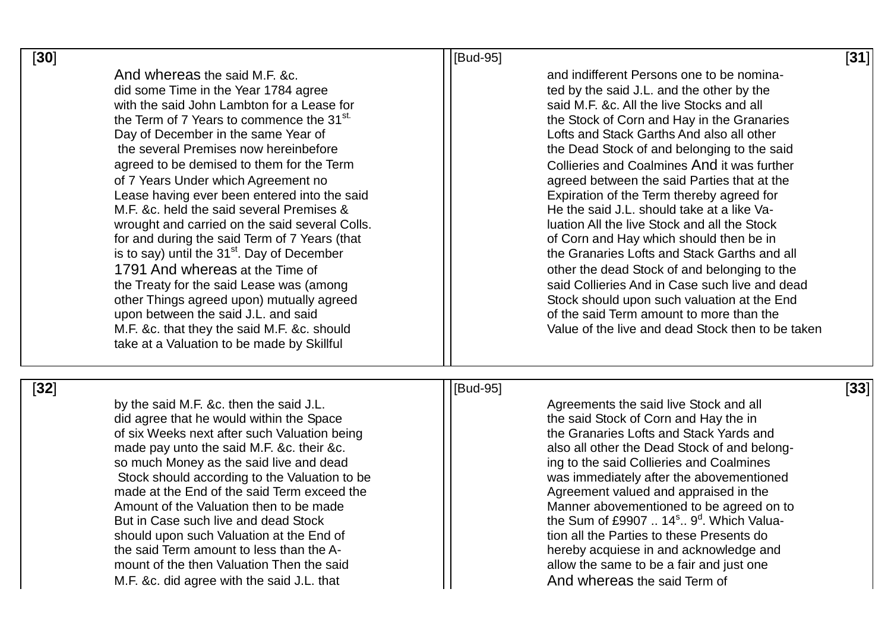[30]

And whereas the said M.F. &c. did some Time in the Year 1784 agree with the said John Lambton for a Lease for the Term of 7 Years to commence the 31st. Day of December in the same Year of the several Premises now hereinbefore agreed to be demised to them for the Term of 7 Years Under which Agreement no Lease having ever been entered into the said M.F. &c. held the said several Premises & wrought and carried on the said several Colls. for and during the said Term of 7 Years (that is to say) until the 31st. Day of December 1791 And whereas at the Time of the Treaty for the said Lease was (among other Things agreed upon) mutually agreed upon between the said J.L. and said M.F. &c. that they the said M.F. &c. should take at a Valuation to be made by Skillful

[Bud-95] [31]

and indifferent Persons one to be nominated by the said J.L. and the other by the said M.F. &c. All the live Stocks and all the Stock of Corn and Hay in the Granaries Lofts and Stack Garths And also all other the Dead Stock of and belonging to the said Collieries and Coalmines And it was further agreed between the said Parties that at the Expiration of the Term thereby agreed for He the said J.L. should take at a like Valuation All the live Stock and all the Stock of Corn and Hay which should then be in the Granaries Lofts and Stack Garths and all other the dead Stock of and belonging to the said Collieries And in Case such live and dead Stock should upon such valuation at the End of the said Term amount to more than the Value of the live and dead Stock then to be taken

[32]

by the said M.F. &c. then the said J.L. did agree that he would within the Space of six Weeks next after such Valuation being made pay unto the said M.F. &c. their &c. so much Money as the said live and dead Stock should according to the Valuation to be made at the End of the said Term exceed the Amount of the Valuation then to be made But in Case such live and dead Stock should upon such Valuation at the End of the said Term amount to less than the Amount of the then Valuation Then the said M.F. &c. did agree with the said J.L. that

[Bud-95] [33]

Agreements the said live Stock and all the said Stock of Corn and Hay the in the Granaries Lofts and Stack Yards and also all other the Dead Stock of and belonging to the said Collieries and Coalmines was immediately after the abovementioned Agreement valued and appraised in the Manner abovementioned to be agreed on to the Sum of £9907 .. 14s.. 9d. Which Valuation all the Parties to these Presents do hereby acquiese in and acknowledge and allow the same to be a fair and just one And whereas the said Term of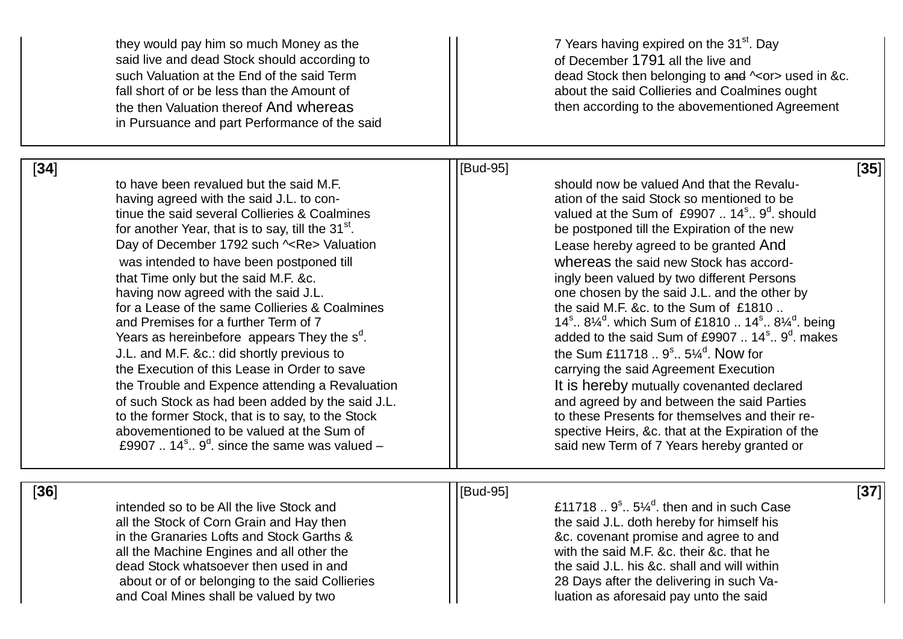they would pay him so much Money as the
said live and dead Stock should according to
such Valuation at the End of the said Term
fall short of or be less than the Amount of
the then Valuation thereof And whereas
in Pursuance and part Performance of the said

7 Years having expired on the 31st. Day
of December 1791 all the live and
dead Stock then belonging to ~~and~~ ^<or> used in &c.
about the said Collieries and Coalmines ought
then according to the abovementioned Agreement

[34]

to have been revalued but the said M.F.
having agreed with the said J.L. to con-
tinue the said several Collieries & Coalmines
for another Year, that is to say, till the 31st.
Day of December 1792 such ^<Re> Valuation
was intended to have been postponed till
that Time only but the said M.F. &c.
having now agreed with the said J.L.
for a Lease of the same Collieries & Coalmines
and Premises for a further Term of 7
Years as hereinbefore appears They the sd.
J.L. and M.F. &c.: did shortly previous to
the Execution of this Lease in Order to save
the Trouble and Expence attending a Revaluation
of such Stock as had been added by the said J.L.
to the former Stock, that is to say, to the Stock
abovementioned to be valued at the Sum of
£9907 .. 14s.. 9d. since the same was valued –

[Bud-95] [35]

should now be valued And that the Revalu-
ation of the said Stock so mentioned to be
valued at the Sum of £9907 .. 14s.. 9d. should
be postponed till the Expiration of the new
Lease hereby agreed to be granted And
whereas the said new Stock has accord-
ingly been valued by two different Persons
one chosen by the said J.L. and the other by
the said M.F. &c. to the Sum of £1810 ..
14s.. 8¼d. which Sum of £1810 .. 14s.. 8¼d. being
added to the said Sum of £9907 .. 14s.. 9d. makes
the Sum £11718 .. 9s.. 5¼d. Now for
carrying the said Agreement Execution
It is hereby mutually covenanted declared
and agreed by and between the said Parties
to these Presents for themselves and their re-
spective Heirs, &c. that at the Expiration of the
said new Term of 7 Years hereby granted or

[36]

intended so to be All the live Stock and
all the Stock of Corn Grain and Hay then
in the Granaries Lofts and Stock Garths &
all the Machine Engines and all other the
dead Stock whatsoever then used in and
about or of or belonging to the said Collieries
and Coal Mines shall be valued by two

[Bud-95] [37]

£11718 .. 9s.. 5¼d. then and in such Case
the said J.L. doth hereby for himself his
&c. covenant promise and agree to and
with the said M.F. &c. their &c. that he
the said J.L. his &c. shall and will within
28 Days after the delivering in such Va-
luation as aforesaid pay unto the said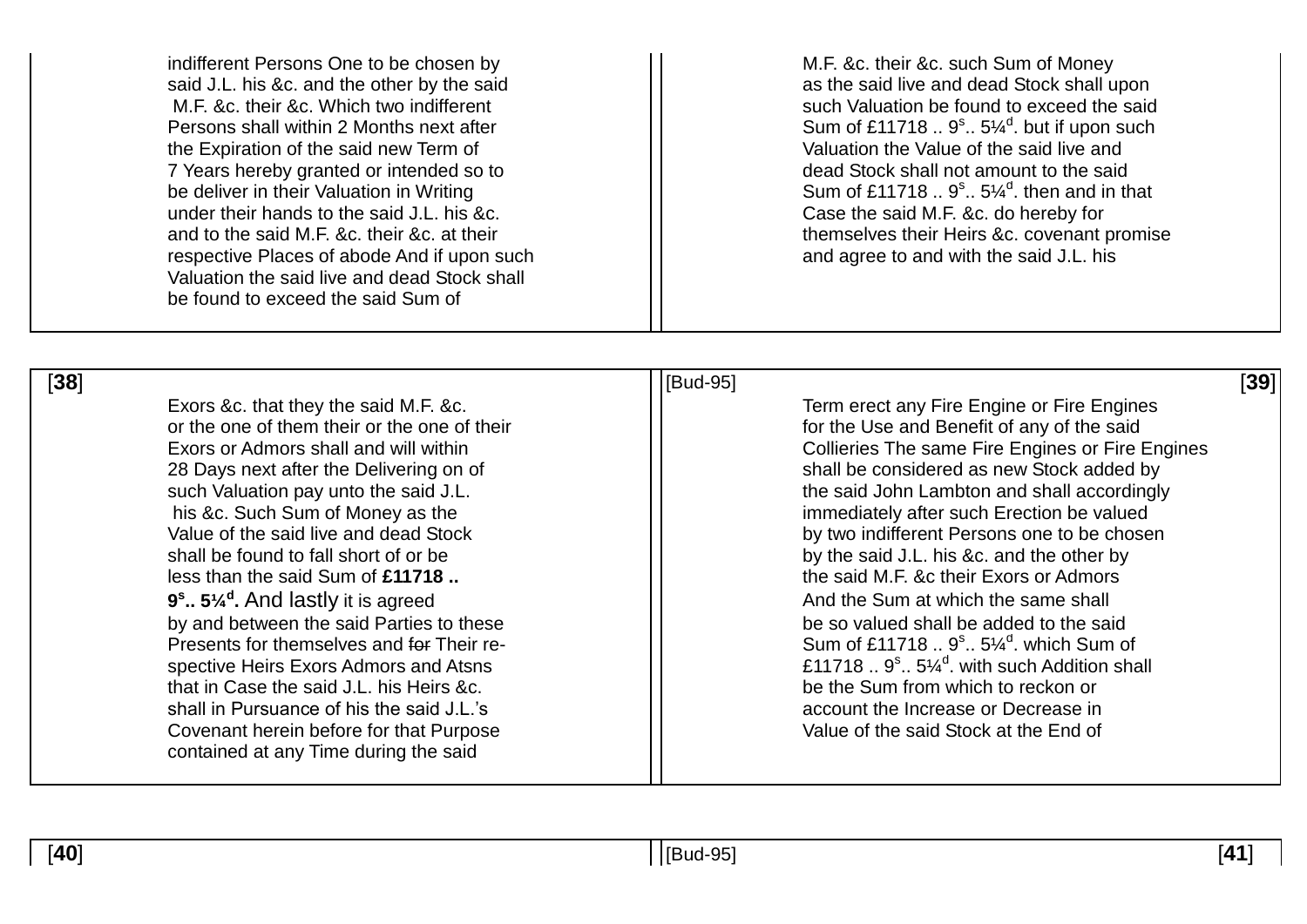indifferent Persons One to be chosen by said J.L. his &c. and the other by the said M.F. &c. their &c. Which two indifferent Persons shall within 2 Months next after the Expiration of the said new Term of 7 Years hereby granted or intended so to be deliver in their Valuation in Writing under their hands to the said J.L. his &c. and to the said M.F. &c. their &c. at their respective Places of abode And if upon such Valuation the said live and dead Stock shall be found to exceed the said Sum of

M.F. &c. their &c. such Sum of Money as the said live and dead Stock shall upon such Valuation be found to exceed the said Sum of £11718 .. 9$^{s}$.. 5¼$^{d}$. but if upon such Valuation the Value of the said live and dead Stock shall not amount to the said Sum of £11718 .. 9$^{s}$.. 5¼$^{d}$. then and in that Case the said M.F. &c. do hereby for themselves their Heirs &c. covenant promise and agree to and with the said J.L. his

[38]

Exors &c. that they the said M.F. &c. or the one of them their or the one of their Exors or Admors shall and will within 28 Days next after the Delivering on of such Valuation pay unto the said J.L. his &c. Such Sum of Money as the Value of the said live and dead Stock shall be found to fall short of or be less than the said Sum of **£11718 .. 9$^{s}$.. 5¼$^{d}$. And lastly** it is agreed by and between the said Parties to these Presents for themselves and ~~for~~ Their respective Heirs Exors Admors and Atsns that in Case the said J.L. his Heirs &c. shall in Pursuance of his the said J.L.'s Covenant herein before for that Purpose contained at any Time during the said

[Bud-95] [39]

Term erect any Fire Engine or Fire Engines for the Use and Benefit of any of the said Collieries The same Fire Engines or Fire Engines shall be considered as new Stock added by the said John Lambton and shall accordingly immediately after such Erection be valued by two indifferent Persons one to be chosen by the said J.L. his &c. and the other by the said M.F. &c their Exors or Admors And the Sum at which the same shall be so valued shall be added to the said Sum of £11718 .. 9$^{s}$.. 5¼$^{d}$. which Sum of £11718 .. 9$^{s}$.. 5¼$^{d}$. with such Addition shall be the Sum from which to reckon or account the Increase or Decrease in Value of the said Stock at the End of

[40]

[Bud-95] [41]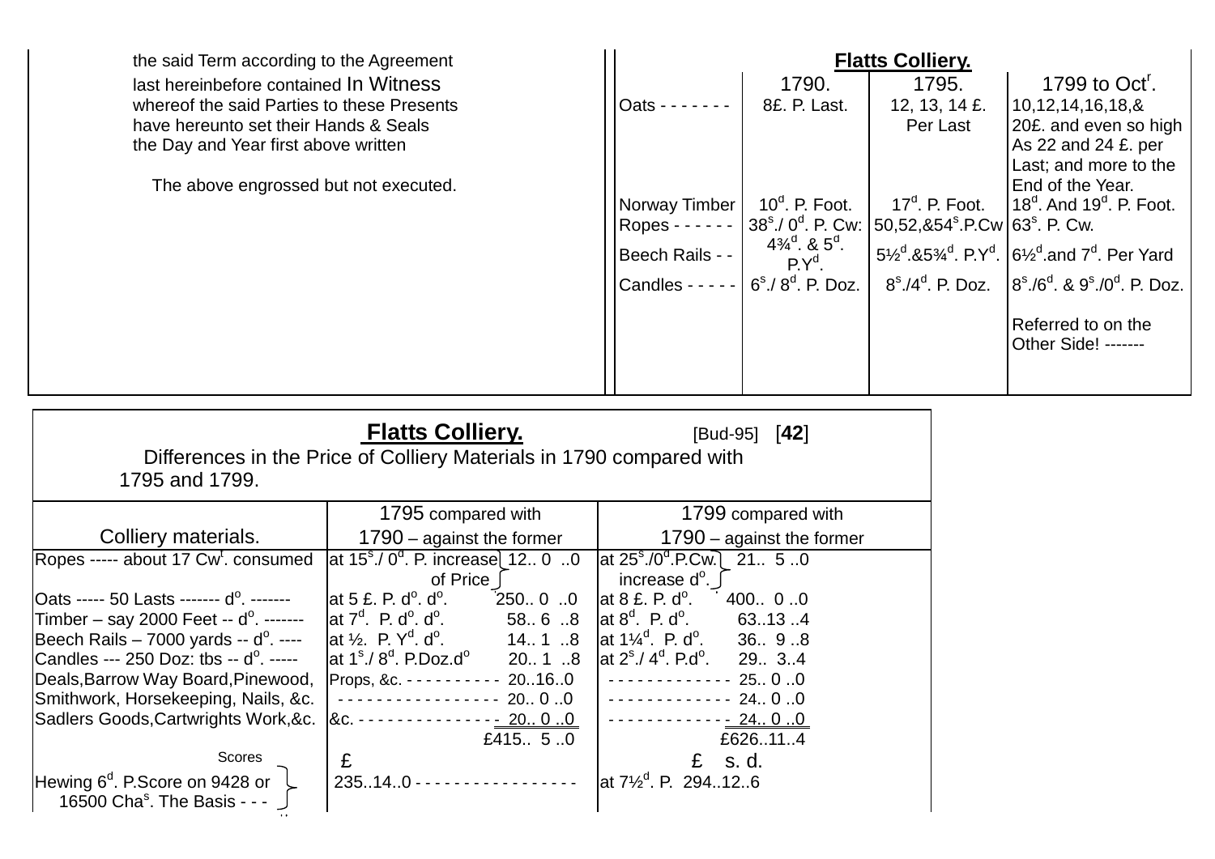the said Term according to the Agreement last hereinbefore contained In Witness whereof the said Parties to these Presents have hereunto set their Hands & Seals the Day and Year first above written

The above engrossed but not executed.

## Flatts Colliery.

| | 1790. | 1795. | 1799 to Oct[r]. |
|---|---|---|---|
| Oats - - - - - - - | 8£. P. Last. | 12, 13, 14 £. Per Last | 10,12,14,16,18,& 20£. and even so high As 22 and 24 £. per Last; and more to the End of the Year. |
| Norway Timber | 10[d]. P. Foot. | 17[d]. P. Foot. | 18[d]. And 19[d]. P. Foot. |
| Ropes - - - - - - | 38[s]./ 0[d]. P. Cw: | 50,52,&54[s].P.Cw | 63[s]. P. Cw. |
| Beech Rails - - | 4¾[d]. & 5[d]. P.Y[d]. | 5½[d].&5¾[d]. P.Y[d]. | 6½[d].and 7[d]. Per Yard |
| Candles - - - - - | 6[s]./ 8[d]. P. Doz. | 8[s]./4[d]. P. Doz. | 8[s]./6[d]. & 9[s]./0[d]. P. Doz. |
| | | | Referred to on the Other Side! ------- |

## Flatts Colliery. [Bud-95] [42]

Differences in the Price of Colliery Materials in 1790 compared with 1795 and 1799.

| Colliery materials. | 1795 compared with 1790 – against the former | 1799 compared with 1790 – against the former |
|---|---|---|
| Ropes ----- about 17 Cw[t]. consumed | at 15[s]./ 0[d]. P. increase of Price } 12.. 0 ..0 | at 25[s]./0[d].P.Cw. increase d[o]. } 21.. 5 ..0 |
| Oats ----- 50 Lasts ------- d[o]. ------- | at 5 £. P. d[o]. d[o]. 250.. 0 ..0 | at 8 £. P. d[o]. 400.. 0 ..0 |
| Timber – say 2000 Feet -- d[o]. ------- | at 7[d]. P. d[o]. d[o]. 58.. 6 ..8 | at 8[d]. P. d[o]. 63..13 ..4 |
| Beech Rails – 7000 yards -- d[o]. ---- | at ½. P. Y[d]. d[o]. 14.. 1 ..8 | at 1¼[d]. P. d[o]. 36.. 9 ..8 |
| Candles --- 250 Doz: tbs -- d[o]. ----- | at 1[s]./ 8[d]. P.Doz.d[o] 20.. 1 ..8 | at 2[s]./ 4[d]. P.d[o]. 29.. 3..4 |
| Deals,Barrow Way Board,Pinewood, | Props, &c. - - - - - - - - - - 20..16..0 | - - - - - - - - - - - - - 25.. 0 ..0 |
| Smithwork, Horsekeeping, Nails, &c. | - - - - - - - - - - - - - - - - - 20.. 0 ..0 | - - - - - - - - - - - - - 24.. 0 ..0 |
| Sadlers Goods,Cartwrights Work,&c. | &c. - - - - - - - - - - - - - - 20.. 0 ..0 | - - - - - - - - - - - - - 24.. 0 ..0 |
| | £415.. 5 ..0 | £626..11..4 |
| Scores | £ | £ s. d. |
| Hewing 6[d]. P.Score on 9428 or 16500 Cha[s]. The Basis - - - } | 235..14..0 - - - - - - - - - - - - - - - - | at 7½[d]. P. 294..12..6 |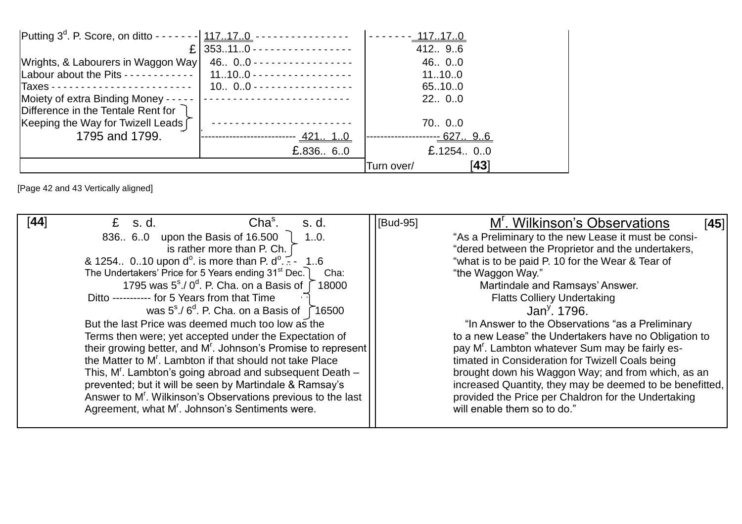| | | |
|---|---|---|
| Putting 3d. P. Score, on ditto - - - - - - - | 117..17..0 - - - - - - - - - - - - - - - | - - - - - - - 117..17..0 |
| £ | 353..11..0 - - - - - - - - - - - - - - - - - | 412.. 9..6 |
| Wrights, & Labourers in Waggon Way | 46.. 0..0 - - - - - - - - - - - - - - - - - | 46.. 0..0 |
| Labour about the Pits - - - - - - - - - - - - | 11..10..0 - - - - - - - - - - - - - - - - - | 11..10..0 |
| Taxes - - - - - - - - - - - - - - - - - - - - - - - | 10.. 0..0 - - - - - - - - - - - - - - - - | 65..10..0 |
| Moiety of extra Binding Money - - - - - | - - - - - - - - - - - - - - - - - - - - - - - - | 22.. 0..0 |
| Difference in the Tentale Rent for Keeping the Way for Twizell Leads } | - - - - - - - - - - - - - - - - - - - - - - - | 70.. 0..0 |
| 1795 and 1799. | --------------------------- 421.. 1..0 | --------------------- 627.. 9..6 |
| | £.836.. 6..0 | £.1254.. 0..0 |
| | | Turn over/ [43] |

[Page 42 and 43 Vertically aligned]

[44]

| £ s. d. | | Chas. s. d. |
|---|---|---|
| 836.. 6..0 | upon the Basis of 16.500 is rather more than P. Ch. } | 1..0. |
| & 1254.. 0..10 | upon do. is more than P. do. - - | 1..6 |

The Undertakers' Price for 5 Years ending 31st Dec. 1795 was 5s./ 0d. P. Cha. on a Basis of } Cha: 18000

Ditto ----------- for 5 Years from that Time was 5s./ 6d. P. Cha. on a Basis of } 16500

But the last Price was deemed much too low as the Terms then were; yet accepted under the Expectation of their growing better, and Mr. Johnson's Promise to represent the Matter to Mr. Lambton if that should not take Place This, Mr. Lambton's going abroad and subsequent Death – prevented; but it will be seen by Martindale & Ramsay's Answer to Mr. Wilkinson's Observations previous to the last Agreement, what Mr. Johnson's Sentiments were.

[Bud-95]

## Mr. Wilkinson's Observations

[45]

"As a Preliminary to the new Lease it must be consi-
"dered between the Proprietor and the undertakers,
"what is to be paid P. 10 for the Wear & Tear of
"the Waggon Way."

Martindale and Ramsays' Answer.
Flatts Colliery Undertaking
Jany. 1796.

"In Answer to the Observations "as a Preliminary to a new Lease" the Undertakers have no Obligation to pay Mr. Lambton whatever Sum may be fairly es-timated in Consideration for Twizell Coals being brought down his Waggon Way; and from which, as an increased Quantity, they may be deemed to be benefitted, provided the Price per Chaldron for the Undertaking will enable them so to do."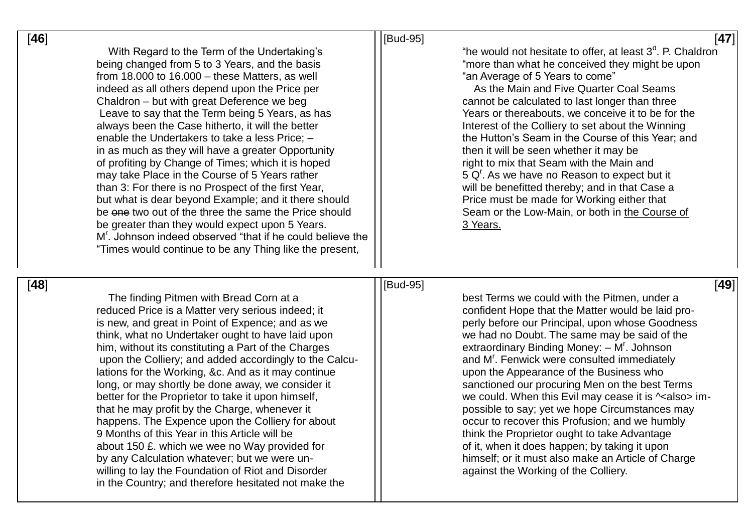[46]

With Regard to the Term of the Undertaking's being changed from 5 to 3 Years, and the basis from 18.000 to 16.000 – these Matters, as well indeed as all others depend upon the Price per Chaldron – but with great Deference we beg Leave to say that the Term being 5 Years, as has always been the Case hitherto, it will the better enable the Undertakers to take a less Price; – in as much as they will have a greater Opportunity of profiting by Change of Times; which it is hoped may take Place in the Course of 5 Years rather than 3: For there is no Prospect of the first Year, but what is dear beyond Example; and it there should be ~~one~~ two out of the three the same the Price should be greater than they would expect upon 5 Years. M^r^. Johnson indeed observed "that if he could believe the "Times would continue to be any Thing like the present,

[Bud-95] [47]

"he would not hesitate to offer, at least 3^d^. P. Chaldron "more than what he conceived they might be upon "an Average of 5 Years to come"

As the Main and Five Quarter Coal Seams cannot be calculated to last longer than three Years or thereabouts, we conceive it to be for the Interest of the Colliery to set about the Winning the Hutton's Seam in the Course of this Year; and then it will be seen whether it may be right to mix that Seam with the Main and 5 Q^r^. As we have no Reason to expect but it will be benefitted thereby; and in that Case a Price must be made for Working either that Seam or the Low-Main, or both in <u>the Course of 3 Years.</u>

[48]

The finding Pitmen with Bread Corn at a reduced Price is a Matter very serious indeed; it is new, and great in Point of Expence; and as we think, what no Undertaker ought to have laid upon him, without its constituting a Part of the Charges upon the Colliery; and added accordingly to the Calculations for the Working, &c. And as it may continue long, or may shortly be done away, we consider it better for the Proprietor to take it upon himself, that he may profit by the Charge, whenever it happens. The Expence upon the Colliery for about 9 Months of this Year in this Article will be about 150 £. which we wee no Way provided for by any Calculation whatever; but we were unwilling to lay the Foundation of Riot and Disorder in the Country; and therefore hesitated not make the

[Bud-95] [49]

best Terms we could with the Pitmen, under a confident Hope that the Matter would be laid properly before our Principal, upon whose Goodness we had no Doubt. The same may be said of the extraordinary Binding Money: – M^r^. Johnson and M^r^. Fenwick were consulted immediately upon the Appearance of the Business who sanctioned our procuring Men on the best Terms we could. When this Evil may cease it is ^<also> impossible to say; yet we hope Circumstances may occur to recover this Profusion; and we humbly think the Proprietor ought to take Advantage of it, when it does happen; by taking it upon himself; or it must also make an Article of Charge against the Working of the Colliery.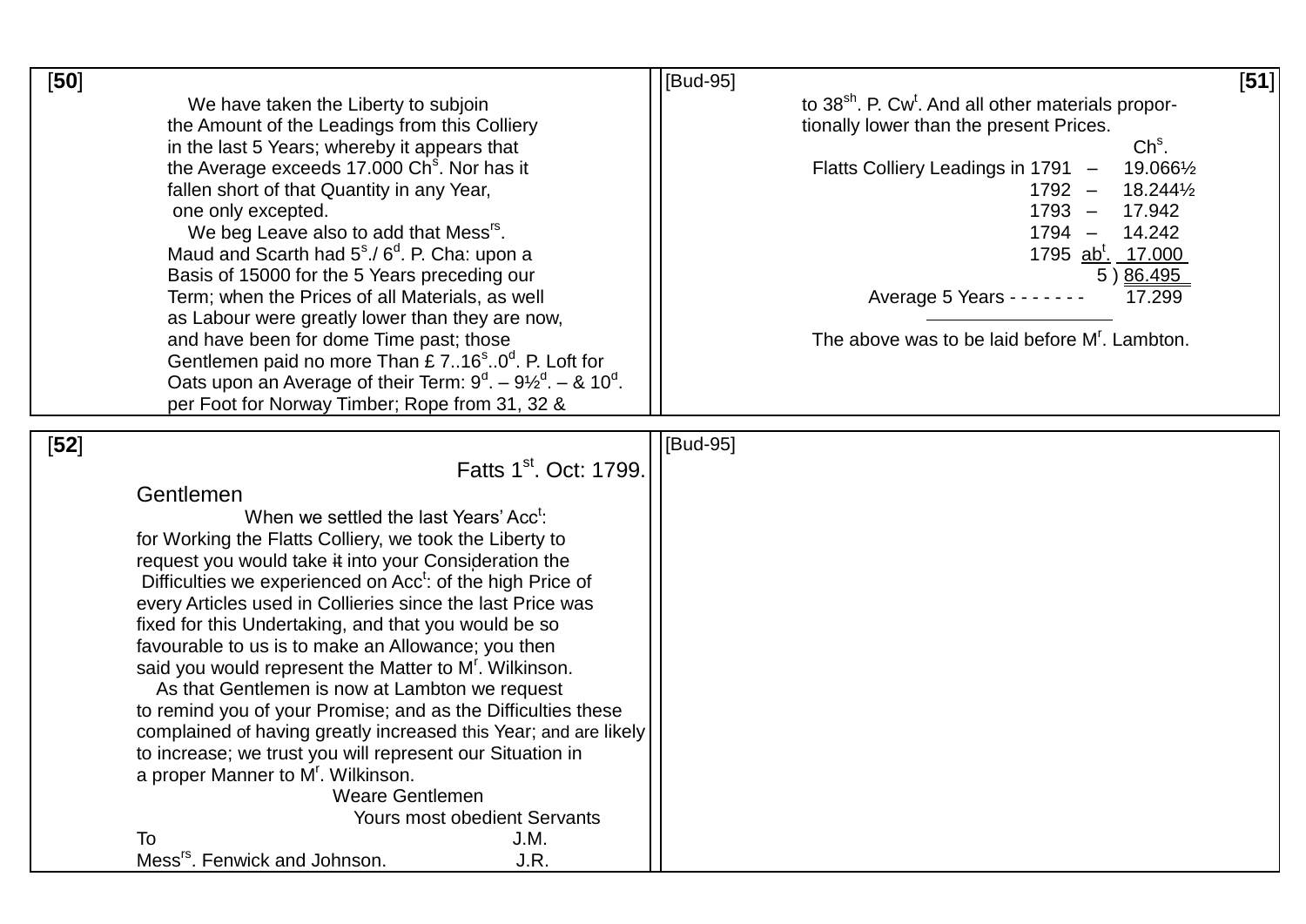[50]

We have taken the Liberty to subjoin the Amount of the Leadings from this Colliery in the last 5 Years; whereby it appears that the Average exceeds 17.000 Ch$^{s}$. Nor has it fallen short of that Quantity in any Year, one only excepted.

We beg Leave also to add that Mess$^{rs}$. Maud and Scarth had 5$^{s}$./ 6$^{d}$. P. Cha: upon a Basis of 15000 for the 5 Years preceding our Term; when the Prices of all Materials, as well as Labour were greatly lower than they are now, and have been for dome Time past; those Gentlemen paid no more Than £ 7..16$^{s}$..0$^{d}$. P. Loft for Oats upon an Average of their Term: 9$^{d}$. – 9½$^{d}$. – & 10$^{d}$. per Foot for Norway Timber; Rope from 31, 32 &

[Bud-95] [51]

to 38$^{sh}$. P. Cw$^{t}$. And all other materials proportionally lower than the present Prices.

| | | Ch$^{s}$. |
|---|---|---|
| Flatts Colliery Leadings in 1791 | – | 19.066½ |
| 1792 | – | 18.244½ |
| 1793 | – | 17.942 |
| 1794 | – | 14.242 |
| 1795 | ab$^{t}$. | 17.000 |
| | 5 ) | 86.495 |
| Average 5 Years - - - - - - - | | 17.299 |

The above was to be laid before M$^{r}$. Lambton.

[52]

Fatts 1$^{st}$. Oct: 1799.

Gentlemen

When we settled the last Years' Acc$^{t}$: for Working the Flatts Colliery, we took the Liberty to request you would take ~~it~~ into your Consideration the Difficulties we experienced on Acc$^{t}$: of the high Price of every Articles used in Collieries since the last Price was fixed for this Undertaking, and that you would be so favourable to us is to make an Allowance; you then said you would represent the Matter to M$^{r}$. Wilkinson.

As that Gentlemen is now at Lambton we request to remind you of your Promise; and as the Difficulties these complained of having greatly increased this Year; and are likely to increase; we trust you will represent our Situation in a proper Manner to M$^{r}$. Wilkinson.

Weare Gentlemen
Yours most obedient Servants

To
Mess$^{rs}$. Fenwick and Johnson.

J.M.
J.R.

[Bud-95]